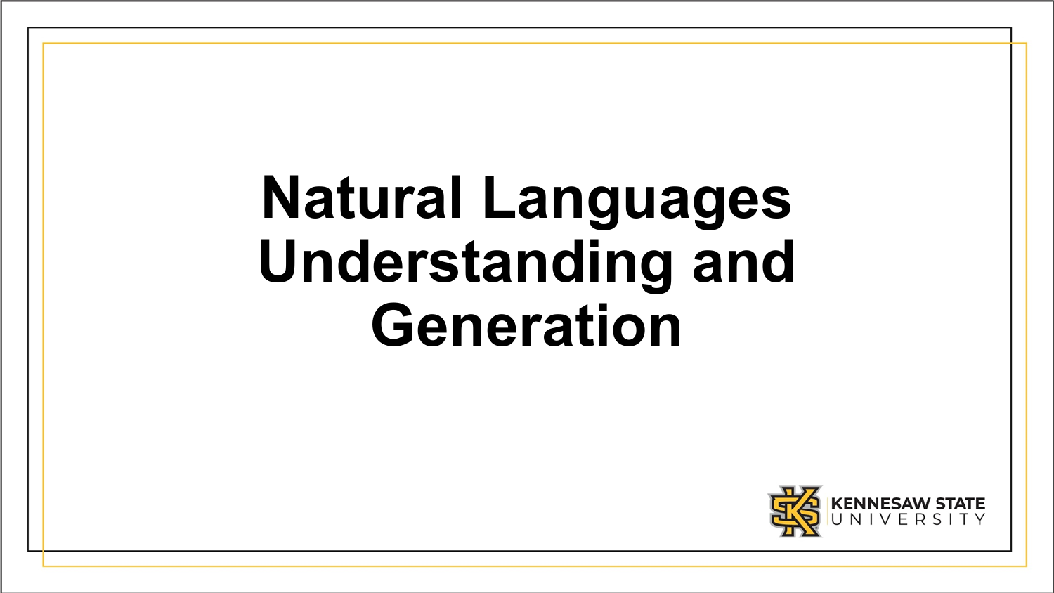# Natural Languages Understanding and Generation

KENNESAW STATE UNIVERSITY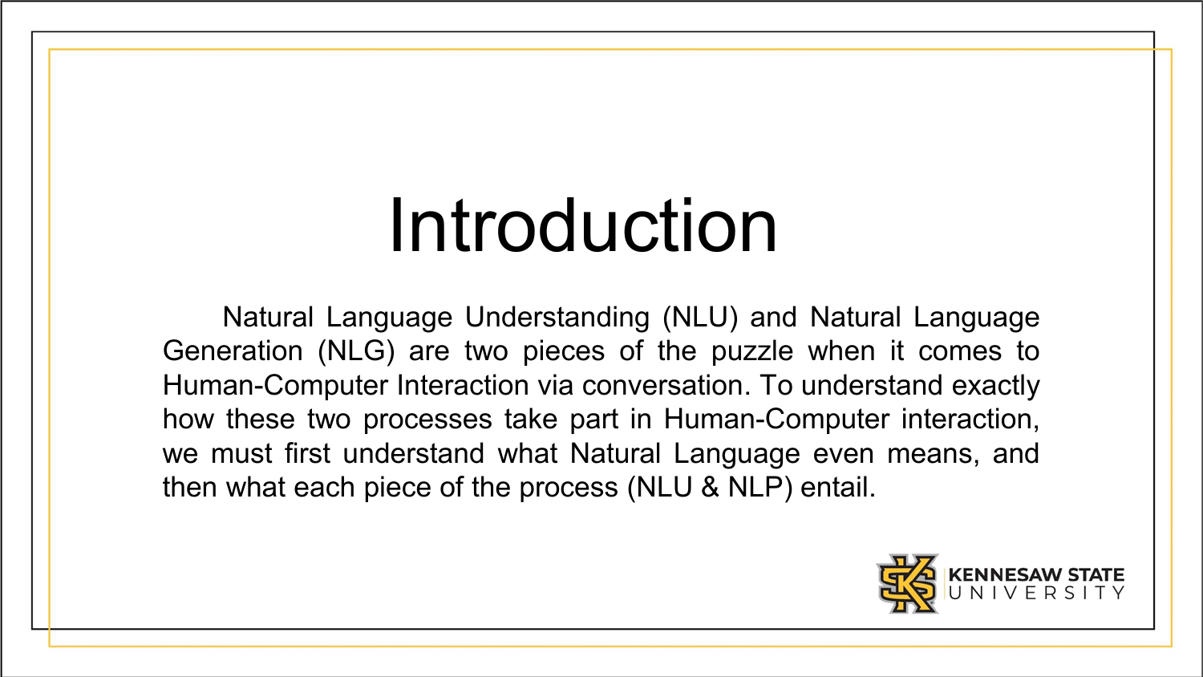# Introduction

Natural Language Understanding (NLU) and Natural Language Generation (NLG) are two pieces of the puzzle when it comes to Human-Computer Interaction via conversation. To understand exactly how these two processes take part in Human-Computer interaction, we must first understand what Natural Language even means, and then what each piece of the process (NLU & NLP) entail.

KENNESAW STATE UNIVERSITY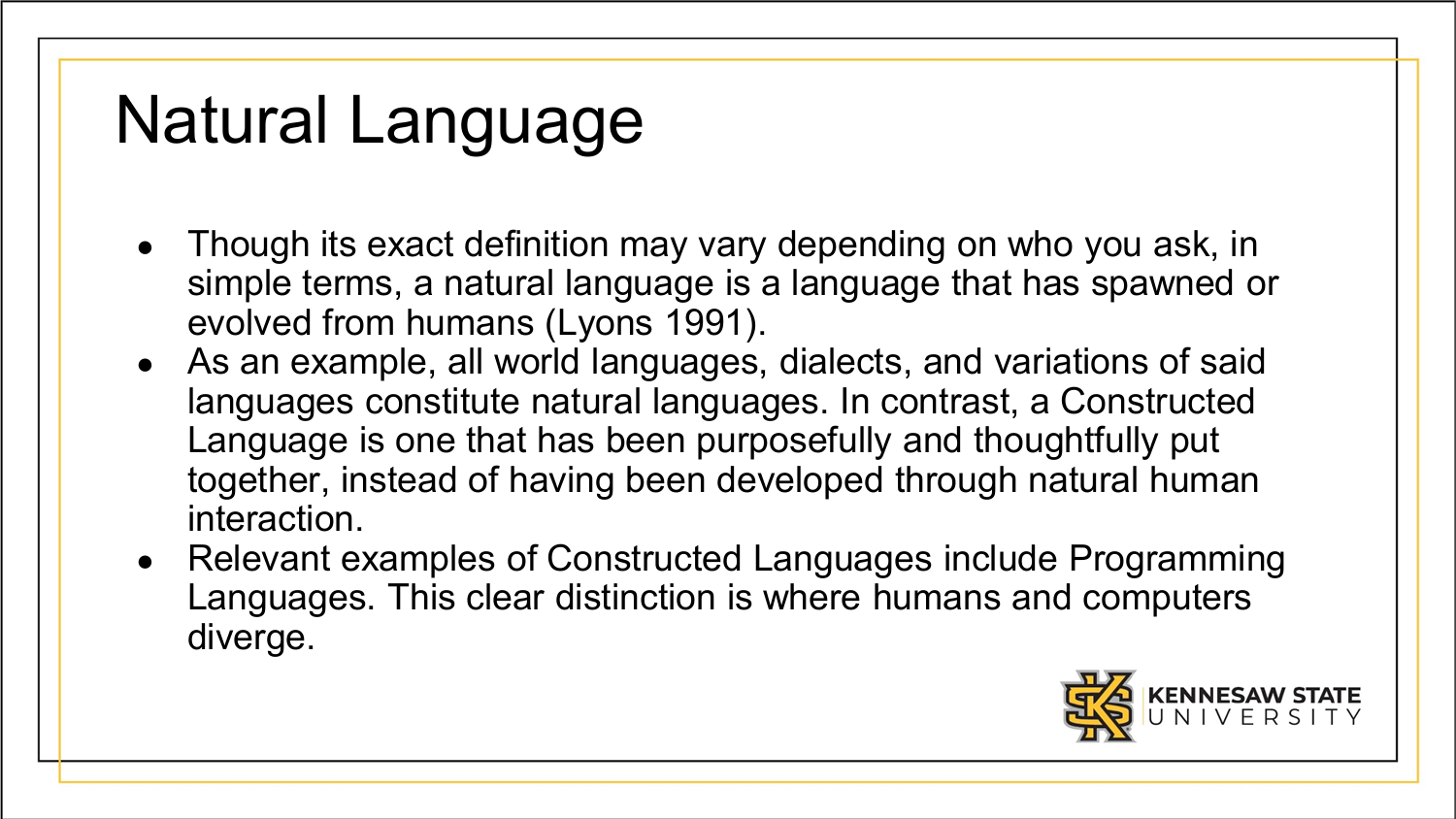# Natural Language

- Though its exact definition may vary depending on who you ask, in simple terms, a natural language is a language that has spawned or evolved from humans (Lyons 1991).
- As an example, all world languages, dialects, and variations of said languages constitute natural languages. In contrast, a Constructed Language is one that has been purposefully and thoughtfully put together, instead of having been developed through natural human interaction.
- Relevant examples of Constructed Languages include Programming Languages. This clear distinction is where humans and computers diverge.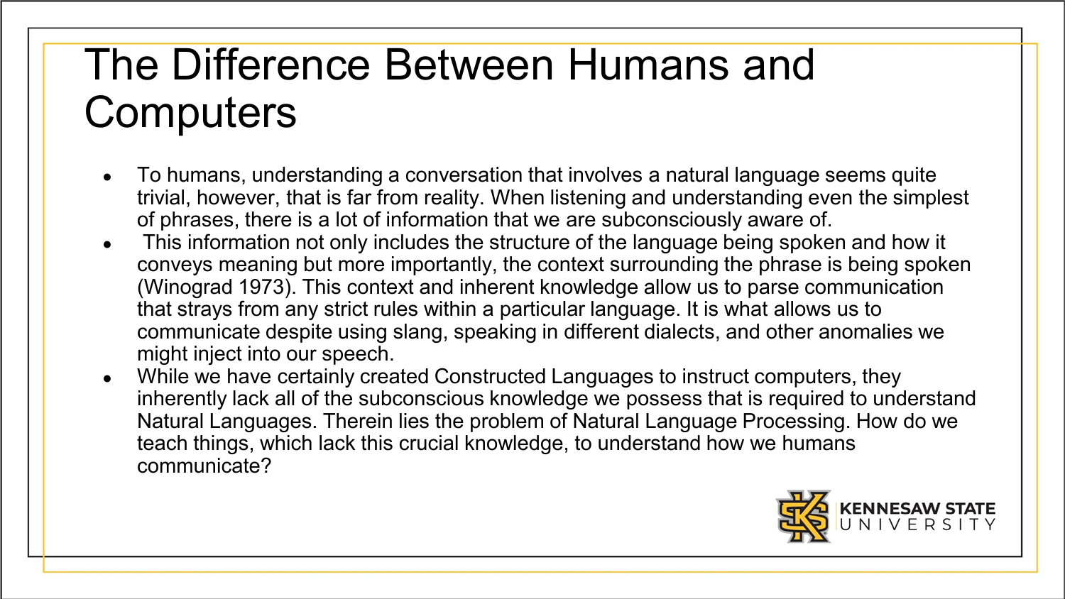# The Difference Between Humans and Computers

- To humans, understanding a conversation that involves a natural language seems quite trivial, however, that is far from reality. When listening and understanding even the simplest of phrases, there is a lot of information that we are subconsciously aware of.
- This information not only includes the structure of the language being spoken and how it conveys meaning but more importantly, the context surrounding the phrase is being spoken (Winograd 1973). This context and inherent knowledge allow us to parse communication that strays from any strict rules within a particular language. It is what allows us to communicate despite using slang, speaking in different dialects, and other anomalies we might inject into our speech.
- While we have certainly created Constructed Languages to instruct computers, they inherently lack all of the subconscious knowledge we possess that is required to understand Natural Languages. Therein lies the problem of Natural Language Processing. How do we teach things, which lack this crucial knowledge, to understand how we humans communicate?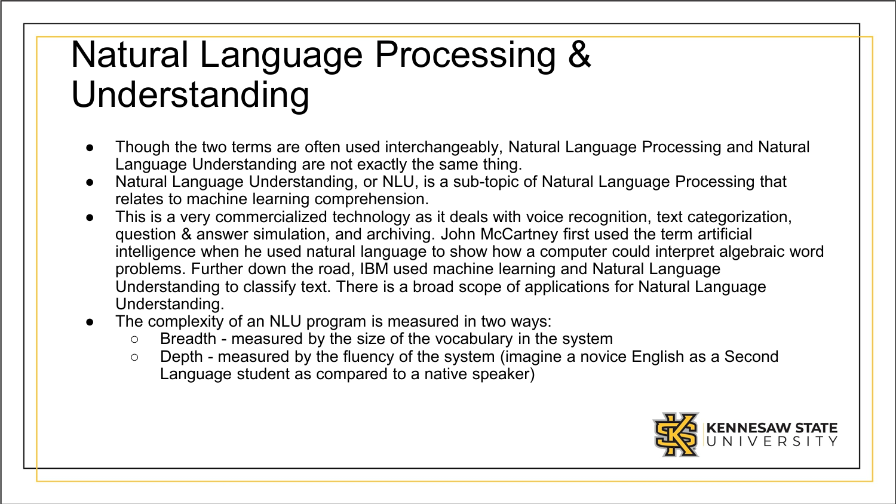# Natural Language Processing & Understanding

- Though the two terms are often used interchangeably, Natural Language Processing and Natural Language Understanding are not exactly the same thing.
- Natural Language Understanding, or NLU, is a sub-topic of Natural Language Processing that relates to machine learning comprehension.
- This is a very commercialized technology as it deals with voice recognition, text categorization, question & answer simulation, and archiving. John McCartney first used the term artificial intelligence when he used natural language to show how a computer could interpret algebraic word problems. Further down the road, IBM used machine learning and Natural Language Understanding to classify text. There is a broad scope of applications for Natural Language Understanding.
- The complexity of an NLU program is measured in two ways:
  - Breadth - measured by the size of the vocabulary in the system
  - Depth - measured by the fluency of the system (imagine a novice English as a Second Language student as compared to a native speaker)

KENNESAW STATE UNIVERSITY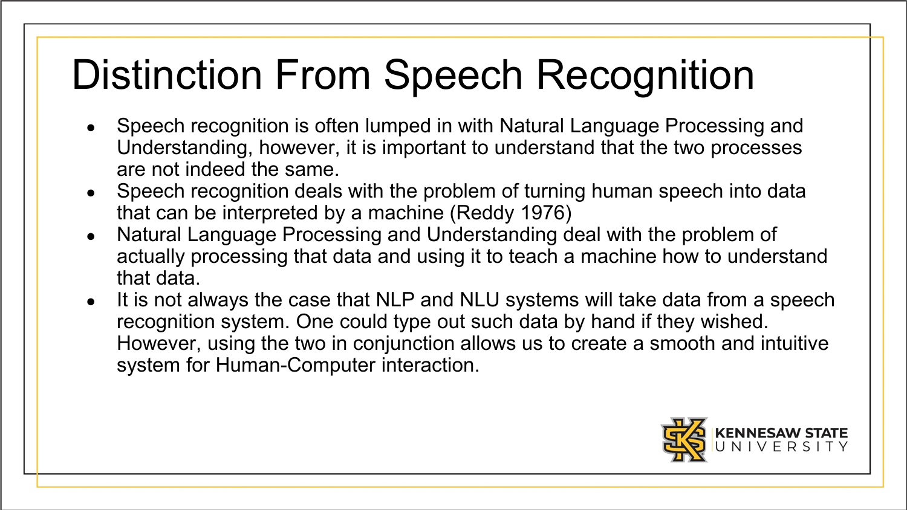# Distinction From Speech Recognition

- Speech recognition is often lumped in with Natural Language Processing and Understanding, however, it is important to understand that the two processes are not indeed the same.
- Speech recognition deals with the problem of turning human speech into data that can be interpreted by a machine (Reddy 1976)
- Natural Language Processing and Understanding deal with the problem of actually processing that data and using it to teach a machine how to understand that data.
- It is not always the case that NLP and NLU systems will take data from a speech recognition system. One could type out such data by hand if they wished. However, using the two in conjunction allows us to create a smooth and intuitive system for Human-Computer interaction.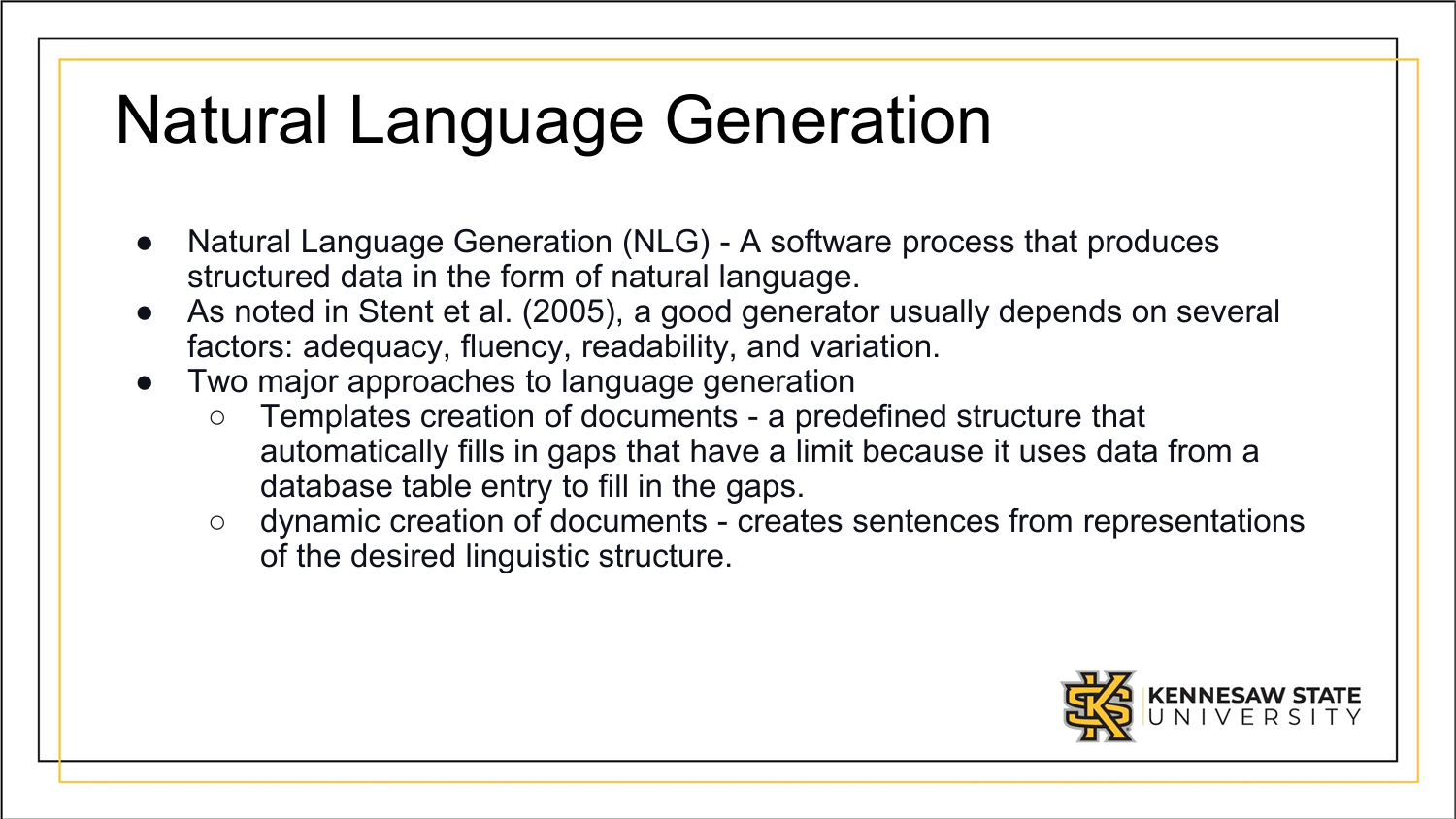# Natural Language Generation

- Natural Language Generation (NLG) - A software process that produces structured data in the form of natural language.
- As noted in Stent et al. (2005), a good generator usually depends on several factors: adequacy, fluency, readability, and variation.
- Two major approaches to language generation
  - Templates creation of documents - a predefined structure that automatically fills in gaps that have a limit because it uses data from a database table entry to fill in the gaps.
  - dynamic creation of documents - creates sentences from representations of the desired linguistic structure.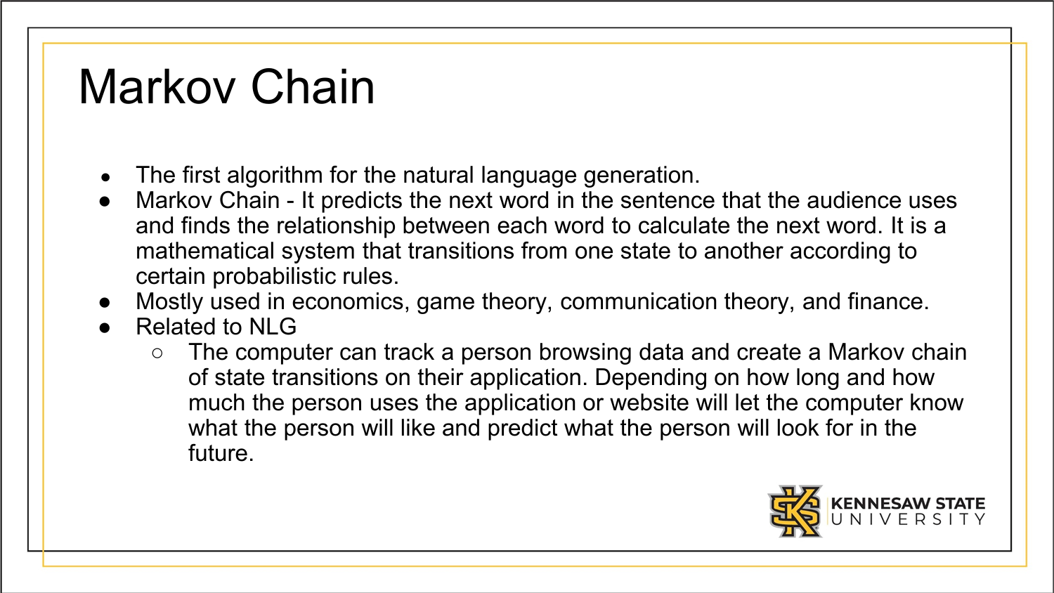# Markov Chain

- The first algorithm for the natural language generation.
- Markov Chain - It predicts the next word in the sentence that the audience uses and finds the relationship between each word to calculate the next word. It is a mathematical system that transitions from one state to another according to certain probabilistic rules.
- Mostly used in economics, game theory, communication theory, and finance.
- Related to NLG
  - The computer can track a person browsing data and create a Markov chain of state transitions on their application. Depending on how long and how much the person uses the application or website will let the computer know what the person will like and predict what the person will look for in the future.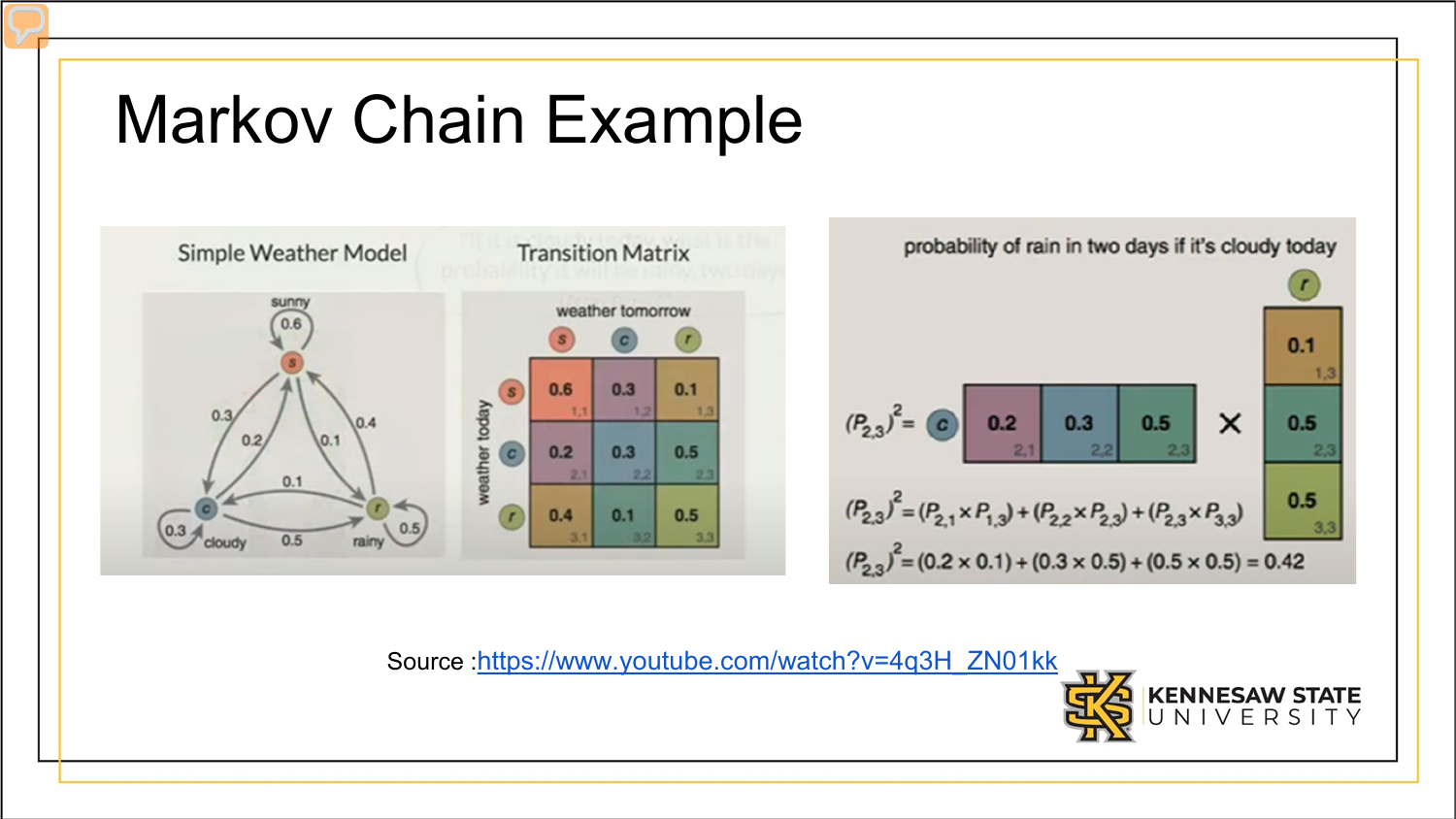# Markov Chain Example

**Simple Weather Model**

**Transition Matrix**

weather tomorrow / weather today

| | s | c | r |
|---|---|---|---|
| s | 0.6 | 0.3 | 0.1 |
| c | 0.2 | 0.3 | 0.5 |
| r | 0.4 | 0.1 | 0.5 |

**probability of rain in two days if it's cloudy today**

$$(P_{2,3})^2 = \begin{bmatrix} 0.2 & 0.3 & 0.5 \end{bmatrix} \times \begin{bmatrix} 0.1 \\ 0.5 \\ 0.5 \end{bmatrix}$$

$$(P_{2,3})^2 = (P_{2,1} \times P_{1,3}) + (P_{2,2} \times P_{2,3}) + (P_{2,3} \times P_{3,3})$$

$$(P_{2,3})^2 = (0.2 \times 0.1) + (0.3 \times 0.5) + (0.5 \times 0.5) = 0.42$$

Source :https://www.youtube.com/watch?v=4q3H_ZN01kk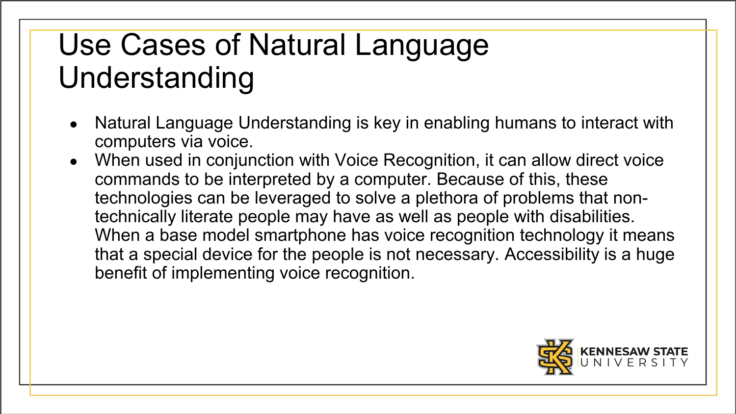# Use Cases of Natural Language Understanding

- Natural Language Understanding is key in enabling humans to interact with computers via voice.
- When used in conjunction with Voice Recognition, it can allow direct voice commands to be interpreted by a computer. Because of this, these technologies can be leveraged to solve a plethora of problems that non-technically literate people may have as well as people with disabilities. When a base model smartphone has voice recognition technology it means that a special device for the people is not necessary. Accessibility is a huge benefit of implementing voice recognition.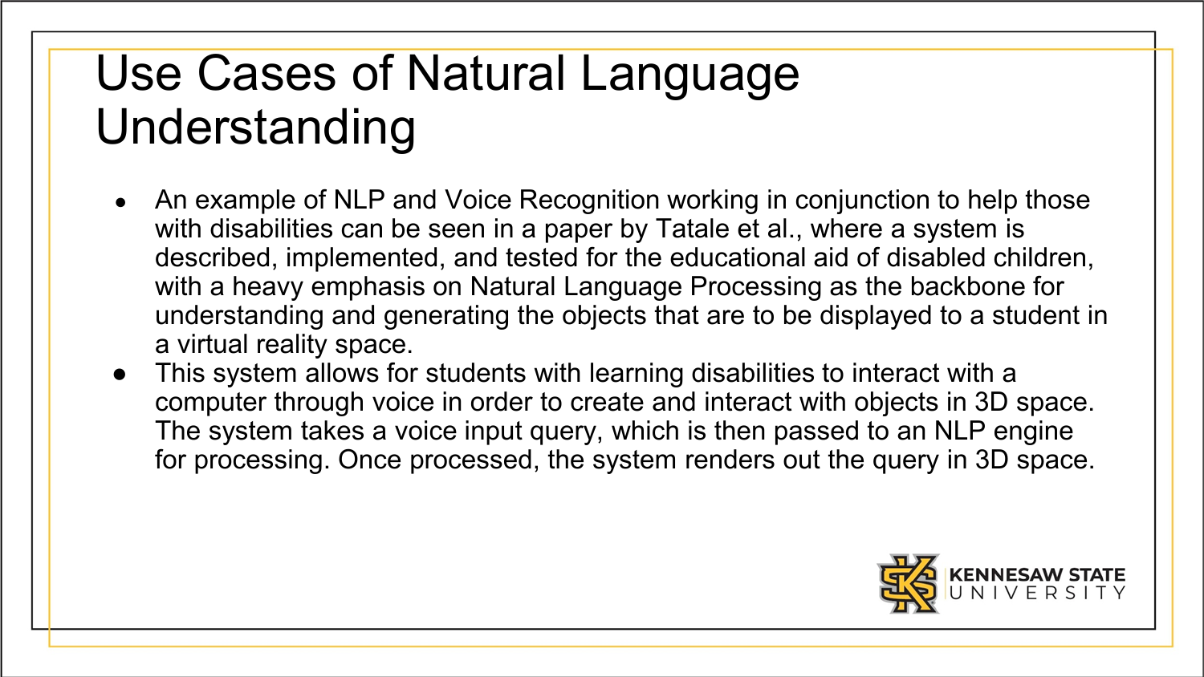# Use Cases of Natural Language Understanding

- An example of NLP and Voice Recognition working in conjunction to help those with disabilities can be seen in a paper by Tatale et al., where a system is described, implemented, and tested for the educational aid of disabled children, with a heavy emphasis on Natural Language Processing as the backbone for understanding and generating the objects that are to be displayed to a student in a virtual reality space.
- This system allows for students with learning disabilities to interact with a computer through voice in order to create and interact with objects in 3D space. The system takes a voice input query, which is then passed to an NLP engine for processing. Once processed, the system renders out the query in 3D space.

KENNESAW STATE UNIVERSITY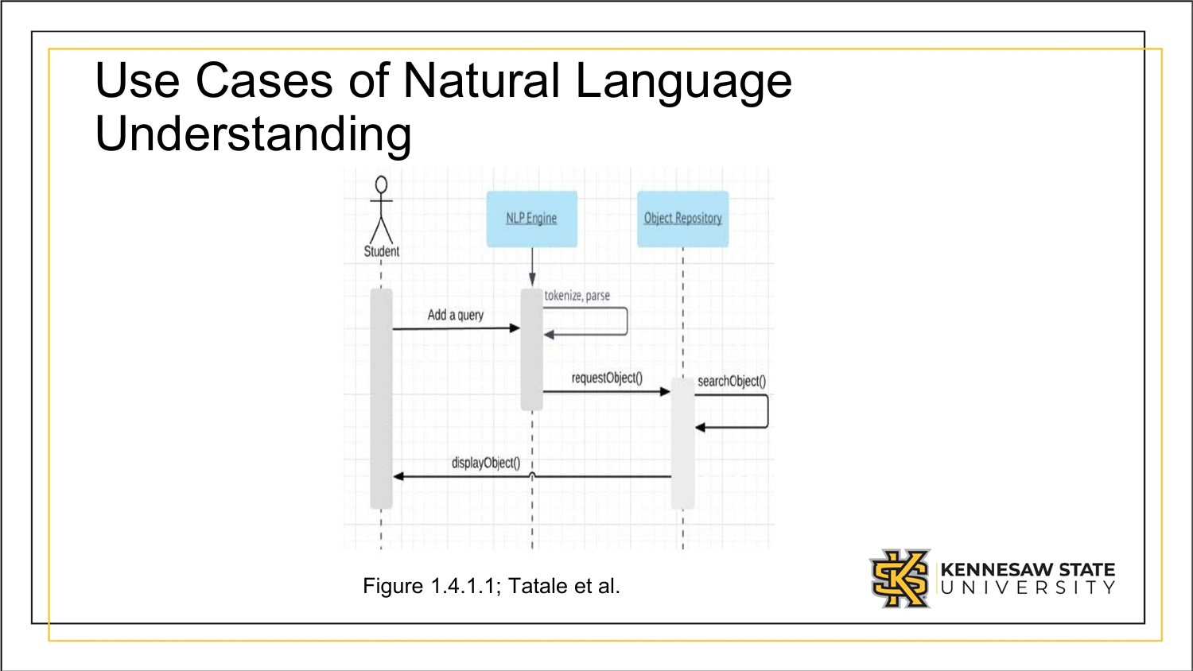# Use Cases of Natural Language Understanding

Figure 1.4.1.1; Tatale et al.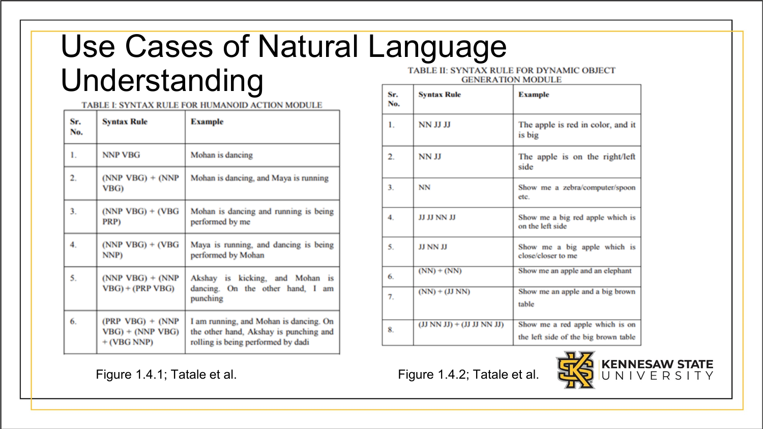# Use Cases of Natural Language Understanding

TABLE I: SYNTAX RULE FOR HUMANOID ACTION MODULE

| Sr. No. | Syntax Rule | Example |
|---|---|---|
| 1. | NNP VBG | Mohan is dancing |
| 2. | (NNP VBG) + (NNP VBG) | Mohan is dancing, and Maya is running |
| 3. | (NNP VBG) + (VBG PRP) | Mohan is dancing and running is being performed by me |
| 4. | (NNP VBG) + (VBG NNP) | Maya is running, and dancing is being performed by Mohan |
| 5. | (NNP VBG) + (NNP VBG) + (PRP VBG) | Akshay is kicking, and Mohan is dancing. On the other hand, I am punching |
| 6. | (PRP VBG) + (NNP VBG) + (NNP VBG) + (VBG NNP) | I am running, and Mohan is dancing. On the other hand, Akshay is punching and rolling is being performed by dadi |

Figure 1.4.1; Tatale et al.

TABLE II: SYNTAX RULE FOR DYNAMIC OBJECT GENERATION MODULE

| Sr. No. | Syntax Rule | Example |
|---|---|---|
| 1. | NN JJ JJ | The apple is red in color, and it is big |
| 2. | NN JJ | The apple is on the right/left side |
| 3. | NN | Show me a zebra/computer/spoon etc. |
| 4. | JJ JJ NN JJ | Show me a big red apple which is on the left side |
| 5. | JJ NN JJ | Show me a big apple which is close/closer to me |
| 6. | (NN) + (NN) | Show me an apple and an elephant |
| 7. | (NN) + (JJ NN) | Show me an apple and a big brown table |
| 8. | (JJ NN JJ) + (JJ JJ NN JJ) | Show me a red apple which is on the left side of the big brown table |

Figure 1.4.2; Tatale et al.

KENNESAW STATE UNIVERSITY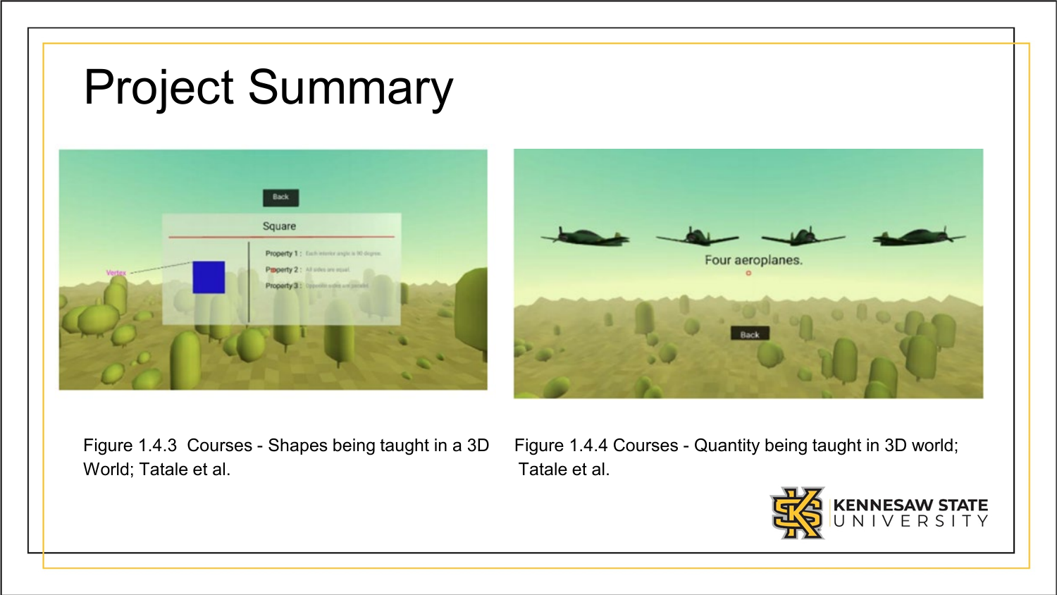# Project Summary

Figure 1.4.3 Courses - Shapes being taught in a 3D World; Tatale et al.

Figure 1.4.4 Courses - Quantity being taught in 3D world; Tatale et al.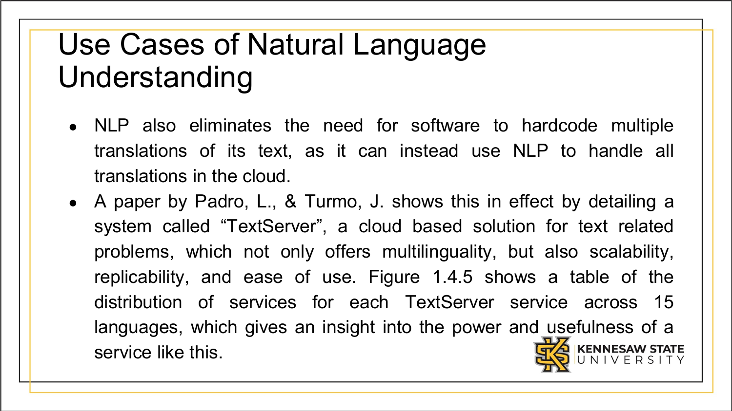# Use Cases of Natural Language Understanding

- NLP also eliminates the need for software to hardcode multiple translations of its text, as it can instead use NLP to handle all translations in the cloud.
- A paper by Padro, L., & Turmo, J. shows this in effect by detailing a system called “TextServer”, a cloud based solution for text related problems, which not only offers multilinguality, but also scalability, replicability, and ease of use. Figure 1.4.5 shows a table of the distribution of services for each TextServer service across 15 languages, which gives an insight into the power and usefulness of a service like this.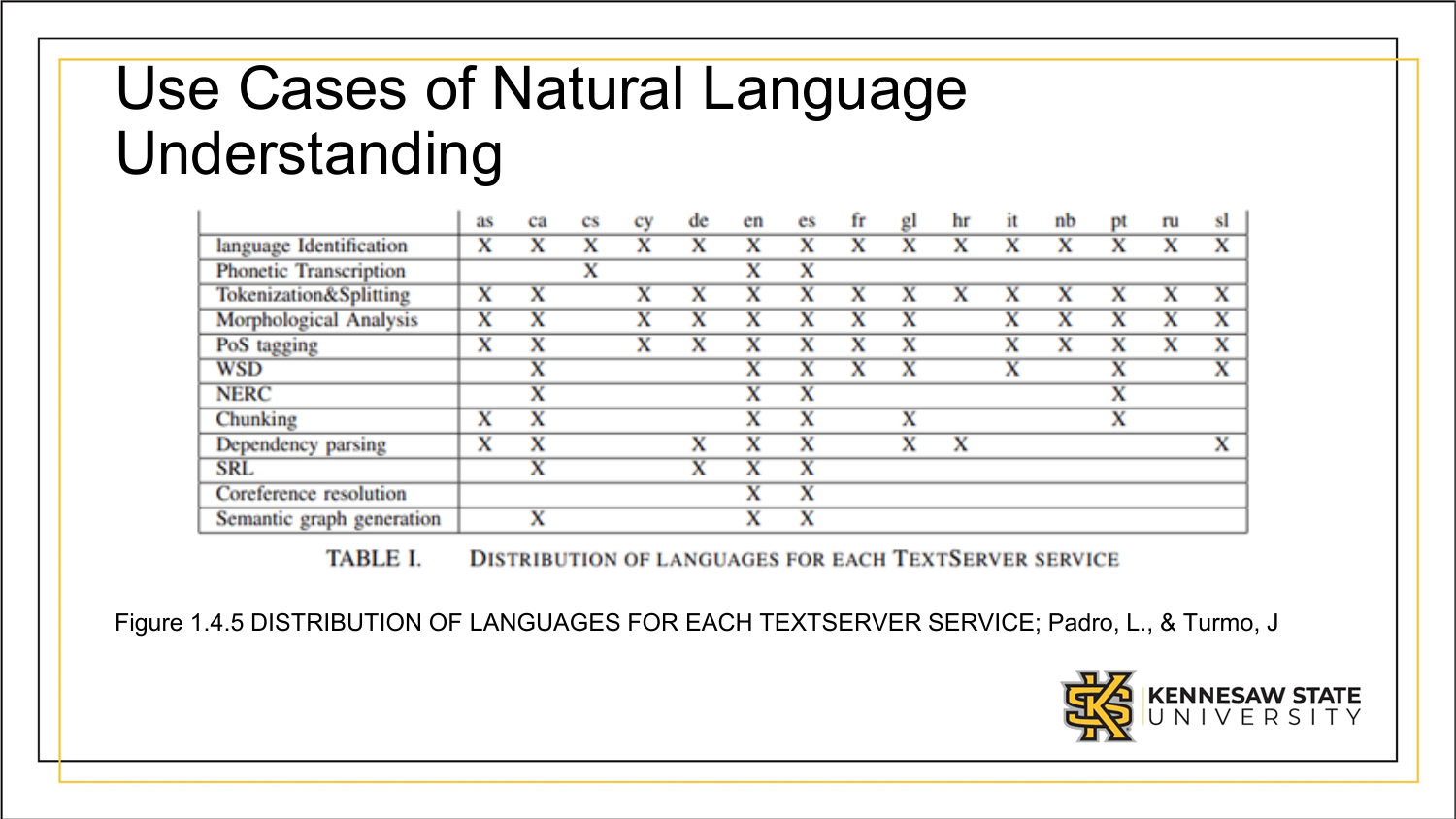# Use Cases of Natural Language Understanding

| | as | ca | cs | cy | de | en | es | fr | gl | hr | it | nb | pt | ru | sl |
|---|---|---|---|---|---|---|---|---|---|---|---|---|---|---|---|
| language Identification | X | X | X | X | X | X | X | X | X | X | X | X | X | X | X |
| Phonetic Transcription | | | X | | | X | X | | | | | | | | |
| Tokenization&Splitting | X | X | | X | X | X | X | X | X | X | X | X | X | X | X |
| Morphological Analysis | X | X | | X | X | X | X | X | X | | X | X | X | X | X |
| PoS tagging | X | X | | X | X | X | X | X | X | | X | X | X | X | X |
| WSD | | X | | | | X | X | X | X | | X | | X | | X |
| NERC | | X | | | | X | X | | | | | | X | | |
| Chunking | X | X | | | | X | X | | X | | | | X | | |
| Dependency parsing | X | X | | | X | X | X | | X | X | | | | | X |
| SRL | | X | | | X | X | X | | | | | | | | |
| Coreference resolution | | | | | | X | X | | | | | | | | |
| Semantic graph generation | | X | | | | X | X | | | | | | | | |

TABLE I. DISTRIBUTION OF LANGUAGES FOR EACH TEXTSERVER SERVICE

Figure 1.4.5 DISTRIBUTION OF LANGUAGES FOR EACH TEXTSERVER SERVICE; Padro, L., & Turmo, J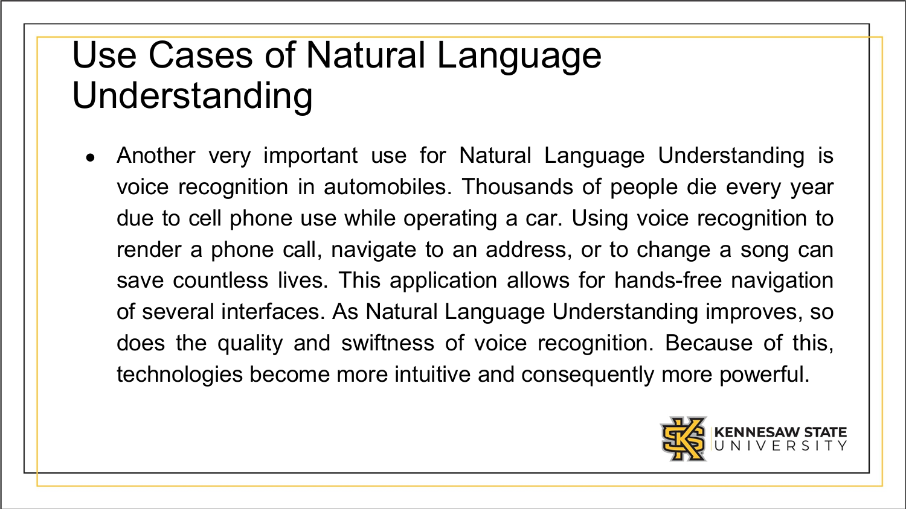# Use Cases of Natural Language Understanding

- Another very important use for Natural Language Understanding is voice recognition in automobiles. Thousands of people die every year due to cell phone use while operating a car. Using voice recognition to render a phone call, navigate to an address, or to change a song can save countless lives. This application allows for hands-free navigation of several interfaces. As Natural Language Understanding improves, so does the quality and swiftness of voice recognition. Because of this, technologies become more intuitive and consequently more powerful.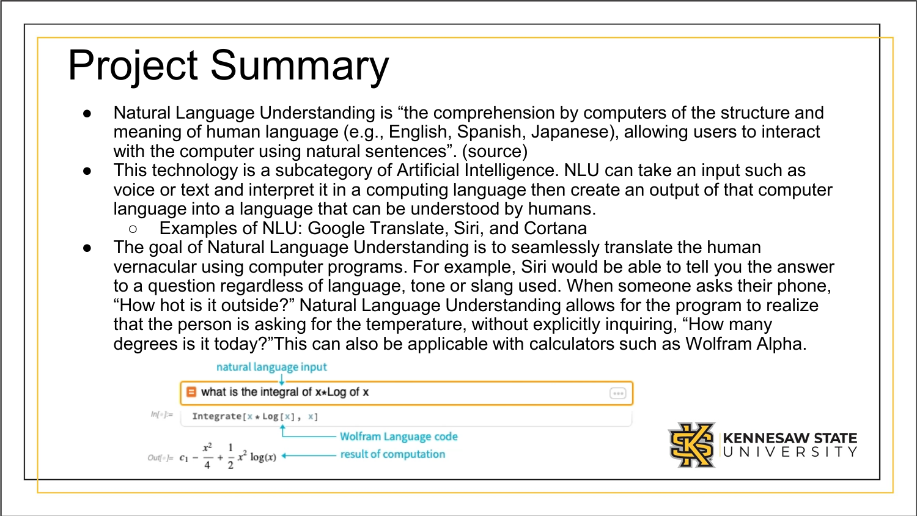# Project Summary

- Natural Language Understanding is “the comprehension by computers of the structure and meaning of human language (e.g., English, Spanish, Japanese), allowing users to interact with the computer using natural sentences”. (source)
- This technology is a subcategory of Artificial Intelligence. NLU can take an input such as voice or text and interpret it in a computing language then create an output of that computer language into a language that can be understood by humans.
  - Examples of NLU: Google Translate, Siri, and Cortana
- The goal of Natural Language Understanding is to seamlessly translate the human vernacular using computer programs. For example, Siri would be able to tell you the answer to a question regardless of language, tone or slang used. When someone asks their phone, “How hot is it outside?” Natural Language Understanding allows for the program to realize that the person is asking for the temperature, without explicitly inquiring, “How many degrees is it today?”This can also be applicable with calculators such as Wolfram Alpha.

natural language input

what is the integral of x*Log of x

```
In[]:= Integrate[x * Log[x], x]
```

Wolfram Language code

Out[]= $c_1 - \frac{x^2}{4} + \frac{1}{2} x^2 \log(x)$

result of computation

KENNESAW STATE UNIVERSITY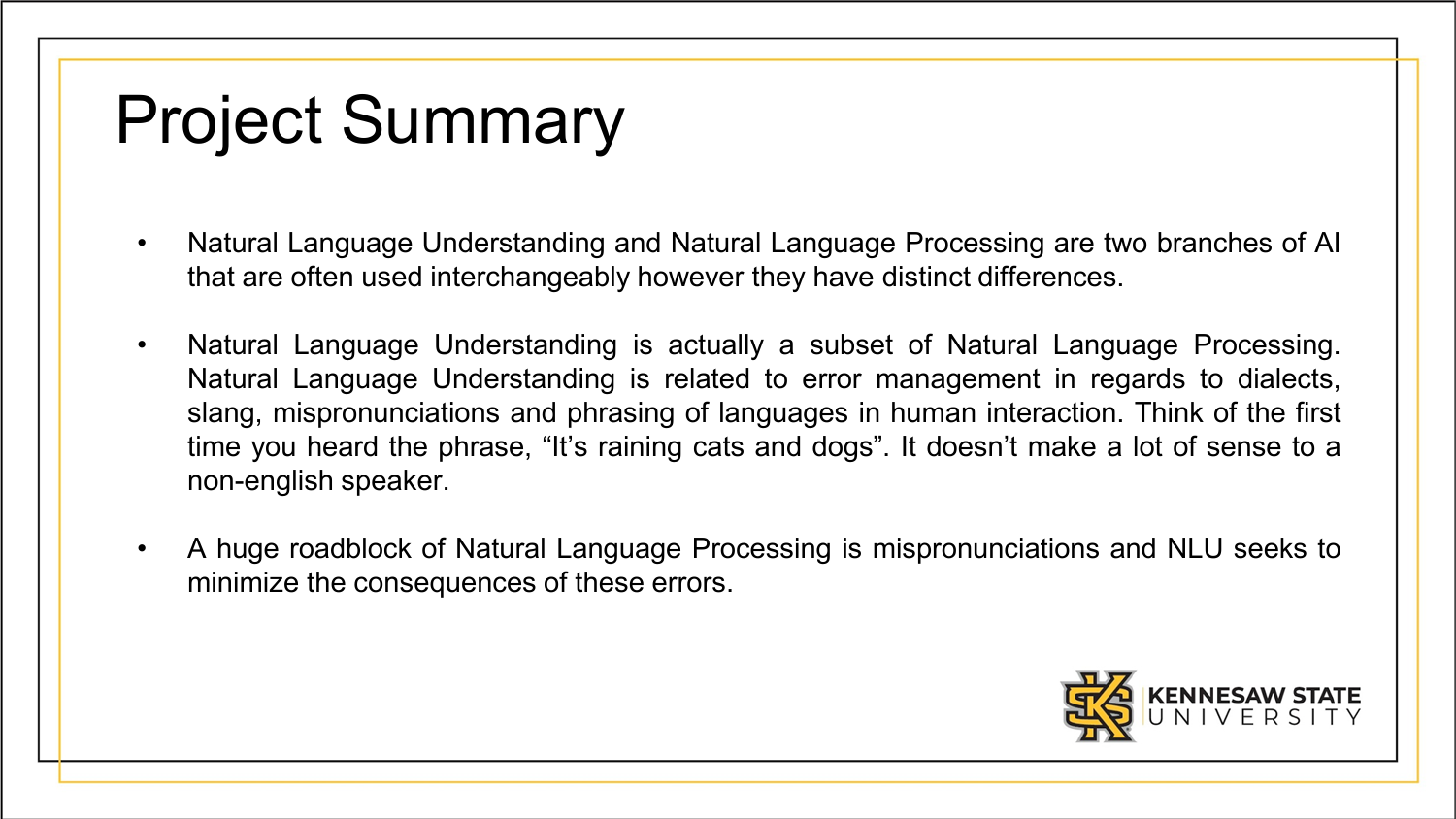# Project Summary

- Natural Language Understanding and Natural Language Processing are two branches of AI that are often used interchangeably however they have distinct differences.
- Natural Language Understanding is actually a subset of Natural Language Processing. Natural Language Understanding is related to error management in regards to dialects, slang, mispronunciations and phrasing of languages in human interaction. Think of the first time you heard the phrase, “It’s raining cats and dogs”. It doesn’t make a lot of sense to a non-english speaker.
- A huge roadblock of Natural Language Processing is mispronunciations and NLU seeks to minimize the consequences of these errors.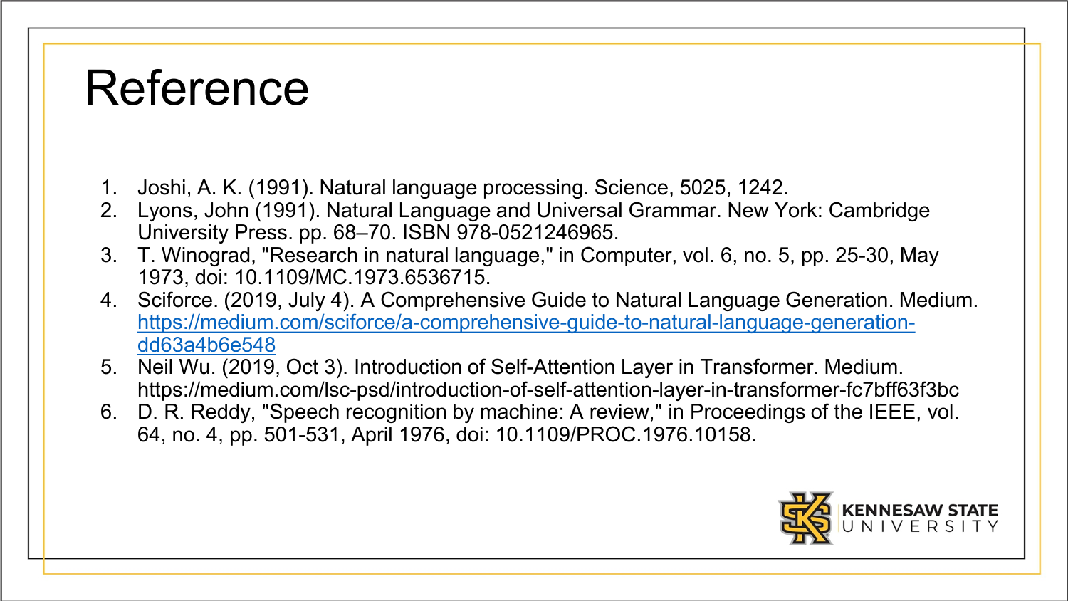# Reference

1. Joshi, A. K. (1991). Natural language processing. Science, 5025, 1242.
2. Lyons, John (1991). Natural Language and Universal Grammar. New York: Cambridge University Press. pp. 68–70. ISBN 978-0521246965.
3. T. Winograd, "Research in natural language," in Computer, vol. 6, no. 5, pp. 25-30, May 1973, doi: 10.1109/MC.1973.6536715.
4. Sciforce. (2019, July 4). A Comprehensive Guide to Natural Language Generation. Medium. [https://medium.com/sciforce/a-comprehensive-guide-to-natural-language-generation-dd63a4b6e548](https://medium.com/sciforce/a-comprehensive-guide-to-natural-language-generation-dd63a4b6e548)
5. Neil Wu. (2019, Oct 3). Introduction of Self-Attention Layer in Transformer. Medium. https://medium.com/lsc-psd/introduction-of-self-attention-layer-in-transformer-fc7bff63f3bc
6. D. R. Reddy, "Speech recognition by machine: A review," in Proceedings of the IEEE, vol. 64, no. 4, pp. 501-531, April 1976, doi: 10.1109/PROC.1976.10158.

KENNESAW STATE UNIVERSITY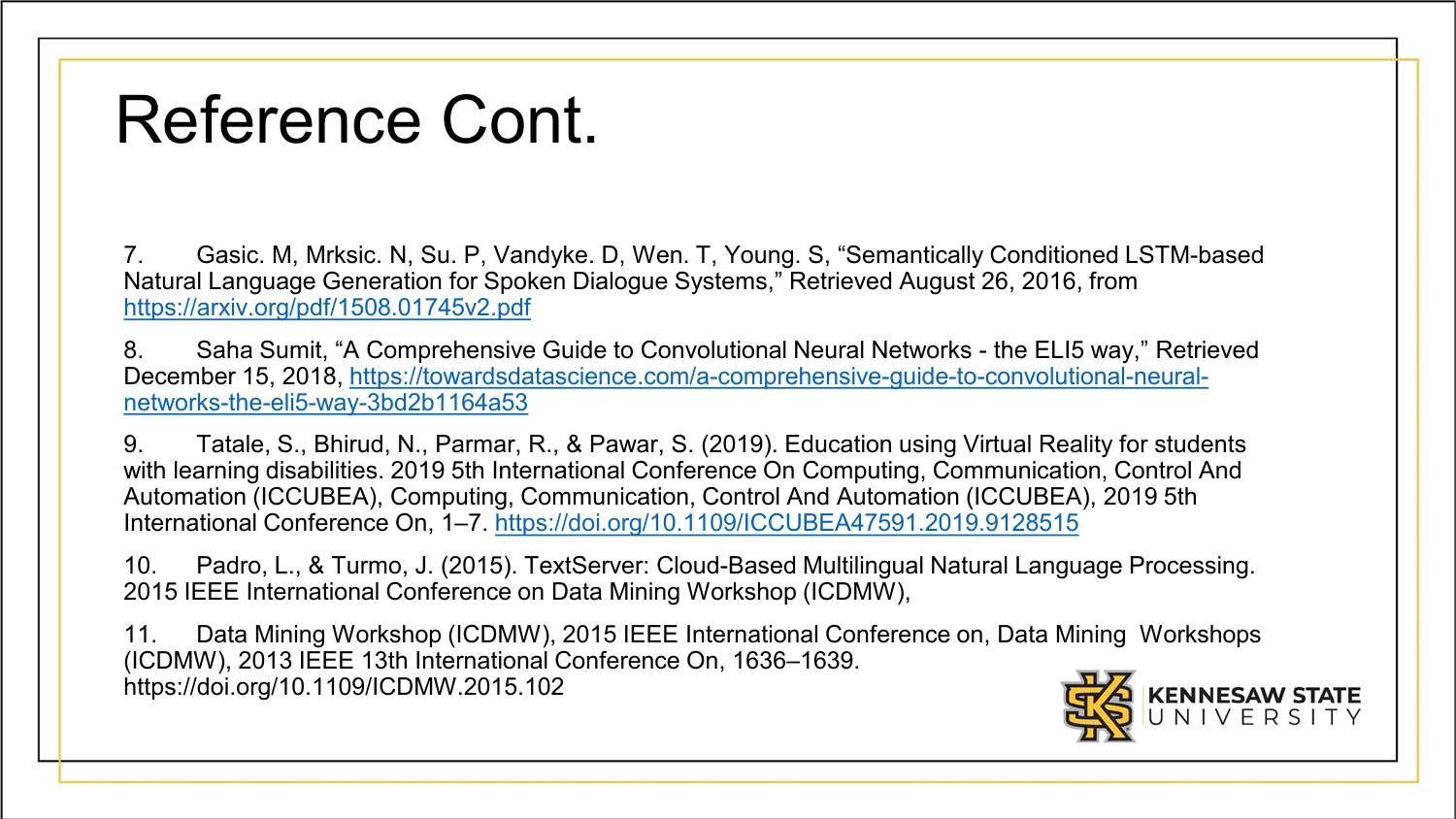# Reference Cont.

7. Gasic. M, Mrksic. N, Su. P, Vandyke. D, Wen. T, Young. S, "Semantically Conditioned LSTM-based Natural Language Generation for Spoken Dialogue Systems," Retrieved August 26, 2016, from https://arxiv.org/pdf/1508.01745v2.pdf

8. Saha Sumit, "A Comprehensive Guide to Convolutional Neural Networks - the ELI5 way," Retrieved December 15, 2018, https://towardsdatascience.com/a-comprehensive-guide-to-convolutional-neural-networks-the-eli5-way-3bd2b1164a53

9. Tatale, S., Bhirud, N., Parmar, R., & Pawar, S. (2019). Education using Virtual Reality for students with learning disabilities. 2019 5th International Conference On Computing, Communication, Control And Automation (ICCUBEA), Computing, Communication, Control And Automation (ICCUBEA), 2019 5th International Conference On, 1–7. https://doi.org/10.1109/ICCUBEA47591.2019.9128515

10. Padro, L., & Turmo, J. (2015). TextServer: Cloud-Based Multilingual Natural Language Processing. 2015 IEEE International Conference on Data Mining Workshop (ICDMW),

11. Data Mining Workshop (ICDMW), 2015 IEEE International Conference on, Data Mining Workshops (ICDMW), 2013 IEEE 13th International Conference On, 1636–1639. https://doi.org/10.1109/ICDMW.2015.102

KENNESAW STATE UNIVERSITY